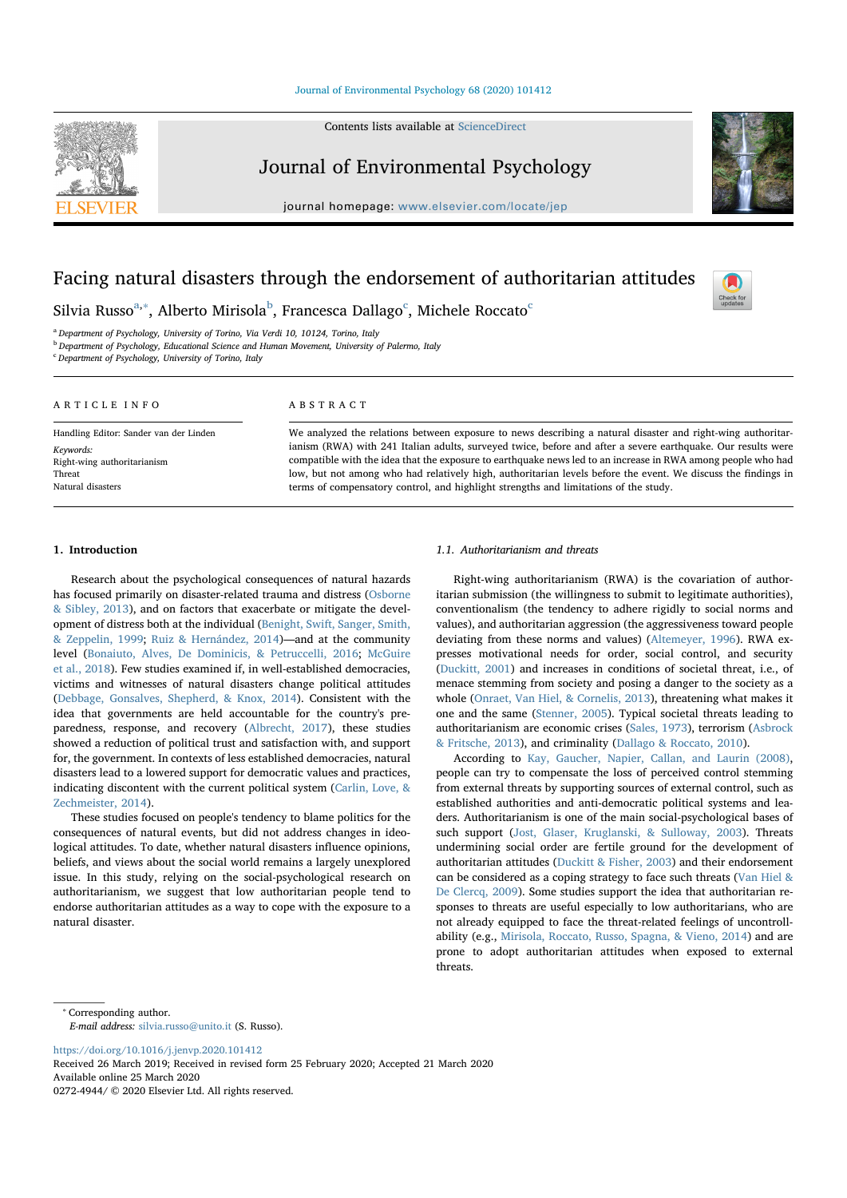# Facing natural disasters through the endorsement of authoritarian attitudes

Silvia Russo[a,*], Alberto Mirisola[b], Francesca Dallago[c], Michele Roccato[c]

[a] Department of Psychology, University of Torino, Via Verdi 10, 10124, Torino, Italy
[b] Department of Psychology, Educational Science and Human Movement, University of Palermo, Italy
[c] Department of Psychology, University of Torino, Italy

## ARTICLE INFO

Handling Editor: Sander van der Linden

*Keywords:*
Right-wing authoritarianism
Threat
Natural disasters

## ABSTRACT

We analyzed the relations between exposure to news describing a natural disaster and right-wing authoritarianism (RWA) with 241 Italian adults, surveyed twice, before and after a severe earthquake. Our results were compatible with the idea that the exposure to earthquake news led to an increase in RWA among people who had low, but not among who had relatively high, authoritarian levels before the event. We discuss the findings in terms of compensatory control, and highlight strengths and limitations of the study.

## 1. Introduction

Research about the psychological consequences of natural hazards has focused primarily on disaster-related trauma and distress (Osborne & Sibley, 2013), and on factors that exacerbate or mitigate the development of distress both at the individual (Benight, Swift, Sanger, Smith, & Zeppelin, 1999; Ruiz & Hernández, 2014)—and at the community level (Bonaiuto, Alves, De Dominicis, & Petruccelli, 2016; McGuire et al., 2018). Few studies examined if, in well-established democracies, victims and witnesses of natural disasters change political attitudes (Debbage, Gonsalves, Shepherd, & Knox, 2014). Consistent with the idea that governments are held accountable for the country's preparedness, response, and recovery (Albrecht, 2017), these studies showed a reduction of political trust and satisfaction with, and support for, the government. In contexts of less established democracies, natural disasters lead to a lowered support for democratic values and practices, indicating discontent with the current political system (Carlin, Love, & Zechmeister, 2014).

These studies focused on people's tendency to blame politics for the consequences of natural events, but did not address changes in ideological attitudes. To date, whether natural disasters influence opinions, beliefs, and views about the social world remains a largely unexplored issue. In this study, relying on the social-psychological research on authoritarianism, we suggest that low authoritarian people tend to endorse authoritarian attitudes as a way to cope with the exposure to a natural disaster.

### 1.1. Authoritarianism and threats

Right-wing authoritarianism (RWA) is the covariation of authoritarian submission (the willingness to submit to legitimate authorities), conventionalism (the tendency to adhere rigidly to social norms and values), and authoritarian aggression (the aggressiveness toward people deviating from these norms and values) (Altemeyer, 1996). RWA expresses motivational needs for order, social control, and security (Duckitt, 2001) and increases in conditions of societal threat, i.e., of menace stemming from society and posing a danger to the society as a whole (Onraet, Van Hiel, & Cornelis, 2013), threatening what makes it one and the same (Stenner, 2005). Typical societal threats leading to authoritarianism are economic crises (Sales, 1973), terrorism (Asbrock & Fritsche, 2013), and criminality (Dallago & Roccato, 2010).

According to Kay, Gaucher, Napier, Callan, and Laurin (2008), people can try to compensate the loss of perceived control stemming from external threats by supporting sources of external control, such as established authorities and anti-democratic political systems and leaders. Authoritarianism is one of the main social-psychological bases of such support (Jost, Glaser, Kruglanski, & Sulloway, 2003). Threats undermining social order are fertile ground for the development of authoritarian attitudes (Duckitt & Fisher, 2003) and their endorsement can be considered as a coping strategy to face such threats (Van Hiel & De Clercq, 2009). Some studies support the idea that authoritarian responses to threats are useful especially to low authoritarians, who are not already equipped to face the threat-related feelings of uncontrollability (e.g., Mirisola, Roccato, Russo, Spagna, & Vieno, 2014) and are prone to adopt authoritarian attitudes when exposed to external threats.

---

* Corresponding author.
*E-mail address:* silvia.russo@unito.it (S. Russo).

https://doi.org/10.1016/j.jenvp.2020.101412
Received 26 March 2019; Received in revised form 25 February 2020; Accepted 21 March 2020
Available online 25 March 2020
0272-4944/ © 2020 Elsevier Ltd. All rights reserved.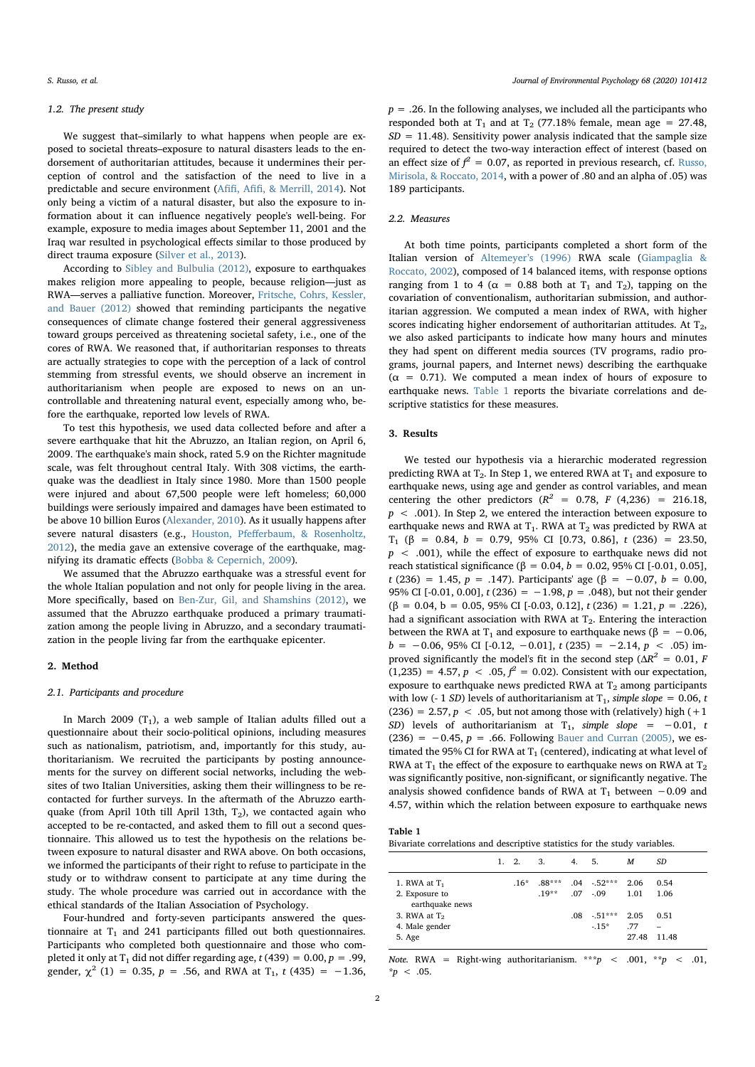### 1.2. The present study

We suggest that–similarly to what happens when people are exposed to societal threats–exposure to natural disasters leads to the endorsement of authoritarian attitudes, because it undermines their perception of control and the satisfaction of the need to live in a predictable and secure environment (Afifi, Afifi, & Merrill, 2014). Not only being a victim of a natural disaster, but also the exposure to information about it can influence negatively people's well-being. For example, exposure to media images about September 11, 2001 and the Iraq war resulted in psychological effects similar to those produced by direct trauma exposure (Silver et al., 2013).

According to Sibley and Bulbulia (2012), exposure to earthquakes makes religion more appealing to people, because religion—just as RWA—serves a palliative function. Moreover, Fritsche, Cohrs, Kessler, and Bauer (2012) showed that reminding participants the negative consequences of climate change fostered their general aggressiveness toward groups perceived as threatening societal safety, i.e., one of the cores of RWA. We reasoned that, if authoritarian responses to threats are actually strategies to cope with the perception of a lack of control stemming from stressful events, we should observe an increment in authoritarianism when people are exposed to news on an uncontrollable and threatening natural event, especially among who, before the earthquake, reported low levels of RWA.

To test this hypothesis, we used data collected before and after a severe earthquake that hit the Abruzzo, an Italian region, on April 6, 2009. The earthquake's main shock, rated 5.9 on the Richter magnitude scale, was felt throughout central Italy. With 308 victims, the earthquake was the deadliest in Italy since 1980. More than 1500 people were injured and about 67,500 people were left homeless; 60,000 buildings were seriously impaired and damages have been estimated to be above 10 billion Euros (Alexander, 2010). As it usually happens after severe natural disasters (e.g., Houston, Pfefferbaum, & Rosenholtz, 2012), the media gave an extensive coverage of the earthquake, magnifying its dramatic effects (Bobba & Cepernich, 2009).

We assumed that the Abruzzo earthquake was a stressful event for the whole Italian population and not only for people living in the area. More specifically, based on Ben-Zur, Gil, and Shamshins (2012), we assumed that the Abruzzo earthquake produced a primary traumatization among the people living in Abruzzo, and a secondary traumatization in the people living far from the earthquake epicenter.

## 2. Method

### 2.1. Participants and procedure

In March 2009 ($T_1$), a web sample of Italian adults filled out a questionnaire about their socio-political opinions, including measures such as nationalism, patriotism, and, importantly for this study, authoritarianism. We recruited the participants by posting announcements for the survey on different social networks, including the websites of two Italian Universities, asking them their willingness to be recontacted for further surveys. In the aftermath of the Abruzzo earthquake (from April 10th till April 13th, $T_2$), we contacted again who accepted to be re-contacted, and asked them to fill out a second questionnaire. This allowed us to test the hypothesis on the relations between exposure to natural disaster and RWA above. On both occasions, we informed the participants of their right to refuse to participate in the study or to withdraw consent to participate at any time during the study. The whole procedure was carried out in accordance with the ethical standards of the Italian Association of Psychology.

Four-hundred and forty-seven participants filled out the questionnaire at $T_1$ and 241 participants filled out both questionnaires. Participants who completed both questionnaire and those who completed it only at $T_1$ did not differ regarding age, $t\,(439) = 0.00, p = .99$, gender, $\chi^2\,(1) = 0.35, p = .56$, and RWA at $T_1$, $t\,(435) = -1.36$, $p = .26$. In the following analyses, we included all the participants who responded both at $T_1$ and $T_2$ (77.18% female, mean age = 27.48, $SD = 11.48$). Sensitivity power analysis indicated that the sample size required to detect the two-way interaction effect of interest (based on an effect size of $f^2 = 0.07$, as reported in previous research, cf. Russo, Mirisola, & Roccato, 2014, with a power of .80 and an alpha of .05) was 189 participants.

### 2.2. Measures

At both time points, participants completed a short form of the Italian version of Altemeyer's (1996) RWA scale (Giampaglia & Roccato, 2002), composed of 14 balanced items, with response options ranging from 1 to 4 ($\alpha = 0.88$ both at $T_1$ and $T_2$), tapping on the covariation of conventionalism, authoritarian submission, and authoritarian aggression. We computed a mean index of RWA, with higher scores indicating higher endorsement of authoritarian attitudes. At $T_2$, we also asked participants to indicate how many hours and minutes they had spent on different media sources (TV programs, radio programs, journal papers, and Internet news) describing the earthquake ($\alpha = 0.71$). We computed a mean index of hours of exposure to earthquake news. Table 1 reports the bivariate correlations and descriptive statistics for these measures.

## 3. Results

We tested our hypothesis via a hierarchic moderated regression predicting RWA at $T_2$. In Step 1, we entered RWA at $T_1$ and exposure to earthquake news, using age and gender as control variables, and mean centering the other predictors ($R^2 = 0.78$, $F\,(4{,}236) = 216.18$, $p < .001$). In Step 2, we entered the interaction between exposure to earthquake news and RWA at $T_1$. RWA at $T_2$ was predicted by RWA at $T_1$ ($\beta = 0.84$, $b = 0.79$, 95% CI [0.73, 0.86], $t\,(236) = 23.50$, $p < .001$), while the effect of exposure to earthquake news did not reach statistical significance ($\beta = 0.04$, $b = 0.02$, 95% CI [-0.01, 0.05], $t\,(236) = 1.45$, $p = .147$). Participants' age ($\beta = -0.07$, $b = 0.00$, 95% CI [-0.01, 0.00], $t\,(236) = -1.98$, $p = .048$), but not their gender ($\beta = 0.04$, $b = 0.05$, 95% CI [-0.03, 0.12], $t\,(236) = 1.21$, $p = .226$), had a significant association with RWA at $T_2$. Entering the interaction between the RWA at $T_1$ and exposure to earthquake news ($\beta = -0.06$, $b = -0.06$, 95% CI [-0.12, $-0.01$], $t\,(235) = -2.14$, $p < .05$) improved significantly the model's fit in the second step ($\Delta R^2 = 0.01$, $F\,(1{,}235) = 4.57$, $p < .05$, $f^2 = 0.02$). Consistent with our expectation, exposure to earthquake news predicted RWA at $T_2$ among participants with low (- 1 *SD*) levels of authoritarianism at $T_1$, *simple slope* = 0.06, $t\,(236) = 2.57$, $p < .05$, but not among those with (relatively) high (+1 *SD*) levels of authoritarianism at $T_1$, *simple slope* = $-0.01$, $t\,(236) = -0.45$, $p = .66$. Following Bauer and Curran (2005), we estimated the 95% CI for RWA at $T_1$ (centered), indicating at what level of RWA at $T_1$ the effect of the exposure to earthquake news on RWA at $T_2$ was significantly positive, non-significant, or significantly negative. The analysis showed confidence bands of RWA at $T_1$ between $-0.09$ and 4.57, within which the relation between exposure to earthquake news

**Table 1**
Bivariate correlations and descriptive statistics for the study variables.

| | 1. | 2. | 3. | 4. | 5. | *M* | *SD* |
|---|---|---|---|---|---|---|---|
| 1. RWA at $T_1$ | | .16* | .88*** | .04 | -.52*** | 2.06 | 0.54 |
| 2. Exposure to earthquake news | | | .19** | .07 | -.09 | 1.01 | 1.06 |
| 3. RWA at $T_2$ | | | | .08 | -.51*** | 2.05 | 0.51 |
| 4. Male gender | | | | | -.15* | .77 | – |
| 5. Age | | | | | | 27.48 | 11.48 |

*Note.* RWA = Right-wing authoritarianism. ***$p < .001$, **$p < .01$, *$p < .05$.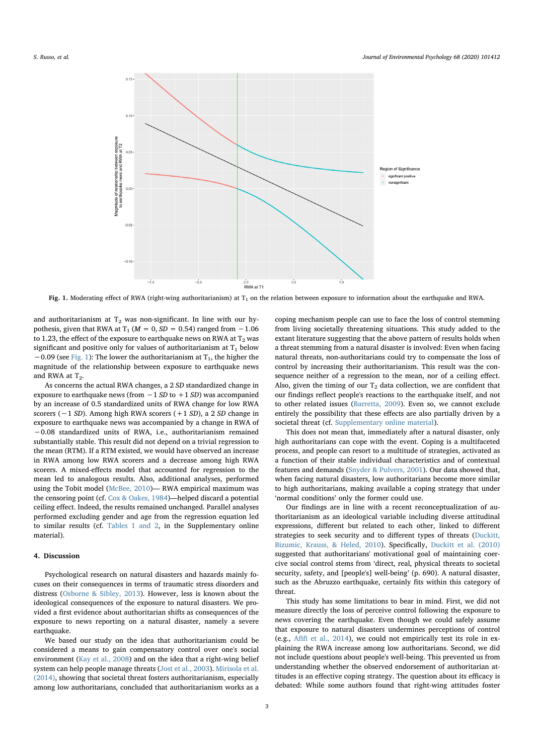Fig. 1. Moderating effect of RWA (right-wing authoritarianism) at $T_1$ on the relation between exposure to information about the earthquake and RWA.

and authoritarianism at $T_2$ was non-significant. In line with our hypothesis, given that RWA at $T_1$ ($M = 0$, $SD = 0.54$) ranged from $-1.06$ to 1.23, the effect of the exposure to earthquake news on RWA at $T_2$ was significant and positive only for values of authoritarianism at $T_1$ below $-0.09$ (see Fig. 1): The lower the authoritarianism at $T_1$, the higher the magnitude of the relationship between exposure to earthquake news and RWA at $T_2$.

As concerns the actual RWA changes, a 2 *SD* standardized change in exposure to earthquake news (from $-1$ *SD* to $+1$ *SD*) was accompanied by an increase of 0.5 standardized units of RWA change for low RWA scorers ($-1$ *SD*). Among high RWA scorers ($+1$ *SD*), a 2 *SD* change in exposure to earthquake news was accompanied by a change in RWA of $-0.08$ standardized units of RWA, i.e., authoritarianism remained substantially stable. This result did not depend on a trivial regression to the mean (RTM). If a RTM existed, we would have observed an increase in RWA among low RWA scorers and a decrease among high RWA scorers. A mixed-effects model that accounted for regression to the mean led to analogous results. Also, additional analyses, performed using the Tobit model (McBee, 2010)— RWA empirical maximum was the censoring point (cf. Cox & Oakes, 1984)—helped discard a potential ceiling effect. Indeed, the results remained unchanged. Parallel analyses performed excluding gender and age from the regression equation led to similar results (cf. Tables 1 and 2, in the Supplementary online material).

## 4. Discussion

Psychological research on natural disasters and hazards mainly focuses on their consequences in terms of traumatic stress disorders and distress (Osborne & Sibley, 2013). However, less is known about the ideological consequences of the exposure to natural disasters. We provided a first evidence about authoritarian shifts as consequences of the exposure to news reporting on a natural disaster, namely a severe earthquake.

We based our study on the idea that authoritarianism could be considered a means to gain compensatory control over one's social environment (Kay et al., 2008) and on the idea that a right-wing belief system can help people manage threats (Jost et al., 2003). Mirisola et al. (2014), showing that societal threat fosters authoritarianism, especially among low authoritarians, concluded that authoritarianism works as a coping mechanism people can use to face the loss of control stemming from living societally threatening situations. This study added to the extant literature suggesting that the above pattern of results holds when a threat stemming from a natural disaster is involved: Even when facing natural threats, non-authoritarians could try to compensate the loss of control by increasing their authoritarianism. This result was the consequence neither of a regression to the mean, nor of a ceiling effect. Also, given the timing of our $T_2$ data collection, we are confident that our findings reflect people's reactions to the earthquake itself, and not to other related issues (Barretta, 2009). Even so, we cannot exclude entirely the possibility that these effects are also partially driven by a societal threat (cf. Supplementary online material).

This does not mean that, immediately after a natural disaster, only high authoritarians can cope with the event. Coping is a multifaceted process, and people can resort to a multitude of strategies, activated as a function of their stable individual characteristics and of contextual features and demands (Snyder & Pulvers, 2001). Our data showed that, when facing natural disasters, low authoritarians become more similar to high authoritarians, making available a coping strategy that under 'normal conditions' only the former could use.

Our findings are in line with a recent reconceptualization of authoritarianism as an ideological variable including diverse attitudinal expressions, different but related to each other, linked to different strategies to seek security and to different types of threats (Duckitt, Bizumic, Krauss, & Heled, 2010). Specifically, Duckitt et al. (2010) suggested that authoritarians' motivational goal of maintaining coercive social control stems from 'direct, real, physical threats to societal security, safety, and [people's] well-being' (p. 690). A natural disaster, such as the Abruzzo earthquake, certainly fits within this category of threat.

This study has some limitations to bear in mind. First, we did not measure directly the loss of perceive control following the exposure to news covering the earthquake. Even though we could safely assume that exposure to natural disasters undermines perceptions of control (e.g., Afifi et al., 2014), we could not empirically test its role in explaining the RWA increase among low authoritarians. Second, we did not include questions about people's well-being. This prevented us from understanding whether the observed endorsement of authoritarian attitudes is an effective coping strategy. The question about its efficacy is debated: While some authors found that right-wing attitudes foster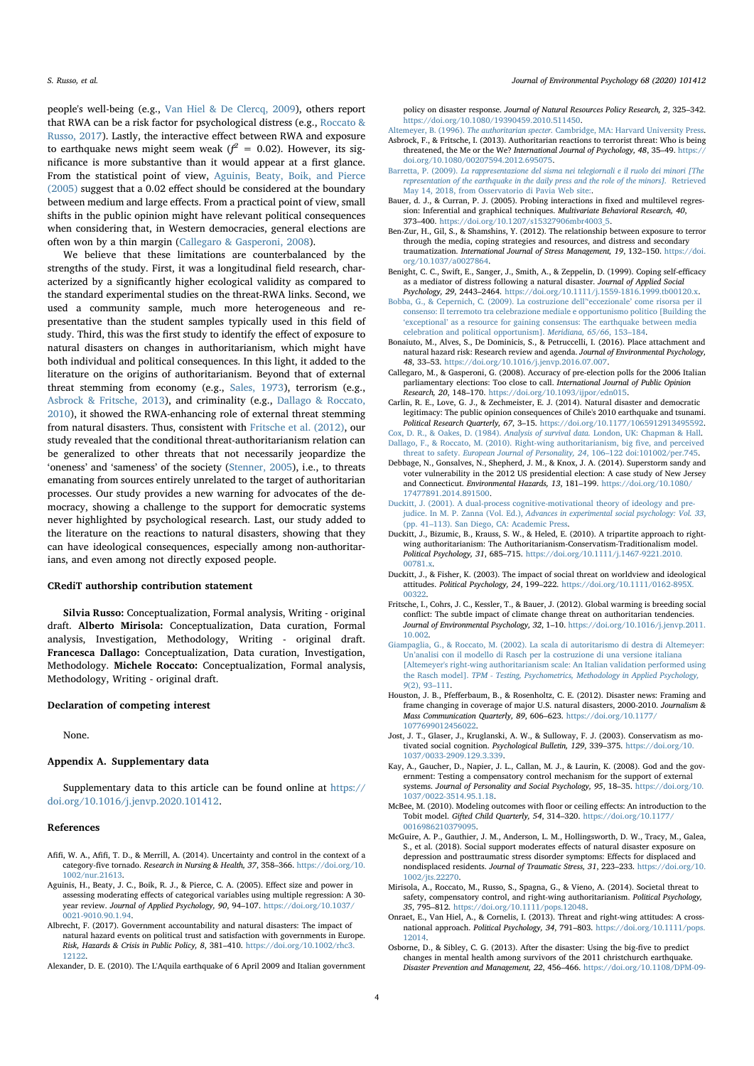people's well-being (e.g., Van Hiel & De Clercq, 2009), others report that RWA can be a risk factor for psychological distress (e.g., Roccato & Russo, 2017). Lastly, the interactive effect between RWA and exposure to earthquake news might seem weak ($f^2 = 0.02$). However, its significance is more substantive than it would appear at a first glance. From the statistical point of view, Aguinis, Beaty, Boik, and Pierce (2005) suggest that a 0.02 effect should be considered at the boundary between medium and large effects. From a practical point of view, small shifts in the public opinion might have relevant political consequences when considering that, in Western democracies, general elections are often won by a thin margin (Callegaro & Gasperoni, 2008).

We believe that these limitations are counterbalanced by the strengths of the study. First, it was a longitudinal field research, characterized by a significantly higher ecological validity as compared to the standard experimental studies on the threat-RWA links. Second, we used a community sample, much more heterogeneous and representative than the student samples typically used in this field of study. Third, this was the first study to identify the effect of exposure to natural disasters on changes in authoritarianism, which might have both individual and political consequences. In this light, it added to the literature on the origins of authoritarianism. Beyond that of external threat stemming from economy (e.g., Sales, 1973), terrorism (e.g., Asbrock & Fritsche, 2013), and criminality (e.g., Dallago & Roccato, 2010), it showed the RWA-enhancing role of external threat stemming from natural disasters. Thus, consistent with Fritsche et al. (2012), our study revealed that the conditional threat-authoritarianism relation can be generalized to other threats that not necessarily jeopardize the 'oneness' and 'sameness' of the society (Stenner, 2005), i.e., to threats emanating from sources entirely unrelated to the target of authoritarian processes. Our study provides a new warning for advocates of the democracy, showing a challenge to the support for democratic systems never highlighted by psychological research. Last, our study added to the literature on the reactions to natural disasters, showing that they can have ideological consequences, especially among non-authoritarians, and even among not directly exposed people.

## CRediT authorship contribution statement

**Silvia Russo:** Conceptualization, Formal analysis, Writing - original draft. **Alberto Mirisola:** Conceptualization, Data curation, Formal analysis, Investigation, Methodology, Writing - original draft. **Francesca Dallago:** Conceptualization, Data curation, Investigation, Methodology. **Michele Roccato:** Conceptualization, Formal analysis, Methodology, Writing - original draft.

## Declaration of competing interest

None.

## Appendix A. Supplementary data

Supplementary data to this article can be found online at https://doi.org/10.1016/j.jenvp.2020.101412.

## References

Afifi, W. A., Afifi, T. D., & Merrill, A. (2014). Uncertainty and control in the context of a category-five tornado. *Research in Nursing & Health, 37*, 358–366. https://doi.org/10.1002/nur.21613.

Aguinis, H., Beaty, J. C., Boik, R. J., & Pierce, C. A. (2005). Effect size and power in assessing moderating effects of categorical variables using multiple regression: A 30-year review. *Journal of Applied Psychology, 90*, 94–107. https://doi.org/10.1037/0021-9010.90.1.94.

Albrecht, F. (2017). Government accountability and natural disasters: The impact of natural hazard events on political trust and satisfaction with governments in Europe. *Risk, Hazards & Crisis in Public Policy, 8*, 381–410. https://doi.org/10.1002/rhc3.12122.

Alexander, D. E. (2010). The L'Aquila earthquake of 6 April 2009 and Italian government policy on disaster response. *Journal of Natural Resources Policy Research, 2*, 325–342. https://doi.org/10.1080/19390459.2010.511450.

Altemeyer, B. (1996). *The authoritarian specter.* Cambridge, MA: Harvard University Press.

Asbrock, F., & Fritsche, I. (2013). Authoritarian reactions to terrorist threat: Who is being threatened, the Me or the We? *International Journal of Psychology, 48*, 35–49. https://doi.org/10.1080/00207594.2012.695075.

Barretta, P. (2009). *La rappresentazione del sisma nei telegiornali e il ruolo dei minori [The representation of the earthquake in the daily press and the role of the minors].* Retrieved May 14, 2018, from Osservatorio di Pavia Web site:.

Bauer, d. J., & Curran, P. J. (2005). Probing interactions in fixed and multilevel regression: Inferential and graphical techniques. *Multivariate Behavioral Research, 40*, 373–400. https://doi.org/10.1207/s15327906mbr4003_5.

Ben-Zur, H., Gil, S., & Shamshins, Y. (2012). The relationship between exposure to terror through the media, coping strategies and resources, and distress and secondary traumatization. *International Journal of Stress Management, 19*, 132–150. https://doi.org/10.1037/a0027864.

Benight, C. C., Swift, E., Sanger, J., Smith, A., & Zeppelin, D. (1999). Coping self-efficacy as a mediator of distress following a natural disaster. *Journal of Applied Social Psychology, 29*, 2443–2464. https://doi.org/10.1111/j.1559-1816.1999.tb00120.x.

Bobba, G., & Cepernich, C. (2009). La costruzione dell'"eccezionale" come risorsa per il consenso: Il terremoto tra celebrazione mediale e opportunismo politico [Building the 'exceptional' as a resource for gaining consensus: The earthquake between media celebration and political opportunism]. *Meridiana, 65/66*, 153–184.

Bonaiuto, M., Alves, S., De Dominicis, S., & Petruccelli, I. (2016). Place attachment and natural hazard risk: Research review and agenda. *Journal of Environmental Psychology, 48*, 33–53. https://doi.org/10.1016/j.jenvp.2016.07.007.

Callegaro, M., & Gasperoni, G. (2008). Accuracy of pre-election polls for the 2006 Italian parliamentary elections: Too close to call. *International Journal of Public Opinion Research, 20*, 148–170. https://doi.org/10.1093/ijpor/edn015.

Carlin, R. E., Love, G. J., & Zechmeister, E. J. (2014). Natural disaster and democratic legitimacy: The public opinion consequences of Chile's 2010 earthquake and tsunami. *Political Research Quarterly, 67*, 3–15. https://doi.org/10.1177/1065912913495592.

Cox, D. R., & Oakes, D. (1984). *Analysis of survival data.* London, UK: Chapman & Hall.

Dallago, F., & Roccato, M. (2010). Right-wing authoritarianism, big five, and perceived threat to safety. *European Journal of Personality, 24*, 106–122 doi:101002/per.745.

Debbage, N., Gonsalves, N., Shepherd, J. M., & Knox, J. A. (2014). Superstorm sandy and voter vulnerability in the 2012 US presidential election: A case study of New Jersey and Connecticut. *Environmental Hazards, 13*, 181–199. https://doi.org/10.1080/17477891.2014.891500.

Duckitt, J. (2001). A dual-process cognitive-motivational theory of ideology and prejudice. In M. P. Zanna (Vol. Ed.), *Advances in experimental social psychology: Vol. 33*, (pp. 41–113). San Diego, CA: Academic Press.

Duckitt, J., Bizumic, B., Krauss, S. W., & Heled, E. (2010). A tripartite approach to right-wing authoritarianism: The Authoritarianism-Conservatism-Traditionalism model. *Political Psychology, 31*, 685–715. https://doi.org/10.1111/j.1467-9221.2010.00781.x.

Duckitt, J., & Fisher, K. (2003). The impact of social threat on worldview and ideological attitudes. *Political Psychology, 24*, 199–222. https://doi.org/10.1111/0162-895X.00322.

Fritsche, I., Cohrs, J. C., Kessler, T., & Bauer, J. (2012). Global warming is breeding social conflict: The subtle impact of climate change threat on authoritarian tendencies. *Journal of Environmental Psychology, 32*, 1–10. https://doi.org/10.1016/j.jenvp.2011.10.002.

Giampaglia, G., & Roccato, M. (2002). La scala di autoritarismo di destra di Altemeyer: Un'analisi con il modello di Rasch per la costruzione di una versione italiana [Altemeyer's right-wing authoritarianism scale: An Italian validation performed using the Rasch model]. *TPM - Testing, Psychometrics, Methodology in Applied Psychology, 9*(2), 93–111.

Houston, J. B., Pfefferbaum, B., & Rosenholtz, C. E. (2012). Disaster news: Framing and frame changing in coverage of major U.S. natural disasters, 2000-2010. *Journalism & Mass Communication Quarterly, 89*, 606–623. https://doi.org/10.1177/1077699012456022.

Jost, J. T., Glaser, J., Kruglanski, A. W., & Sulloway, F. J. (2003). Conservatism as motivated social cognition. *Psychological Bulletin, 129*, 339–375. https://doi.org/10.1037/0033-2909.129.3.339.

Kay, A., Gaucher, D., Napier, J. L., Callan, M. J., & Laurin, K. (2008). God and the government: Testing a compensatory control mechanism for the support of external systems. *Journal of Personality and Social Psychology, 95*, 18–35. https://doi.org/10.1037/0022-3514.95.1.18.

McBee, M. (2010). Modeling outcomes with floor or ceiling effects: An introduction to the Tobit model. *Gifted Child Quarterly, 54*, 314–320. https://doi.org/10.1177/0016986210379095.

McGuire, A. P., Gauthier, J. M., Anderson, L. M., Hollingsworth, D. W., Tracy, M., Galea, S., et al. (2018). Social support moderates effects of natural disaster exposure on depression and posttraumatic stress disorder symptoms: Effects for displaced and nondisplaced residents. *Journal of Traumatic Stress, 31*, 223–233. https://doi.org/10.1002/jts.22270.

Mirisola, A., Roccato, M., Russo, S., Spagna, G., & Vieno, A. (2014). Societal threat to safety, compensatory control, and right-wing authoritarianism. *Political Psychology, 35*, 795–812. https://doi.org/10.1111/pops.12048.

Onraet, E., Van Hiel, A., & Cornelis, I. (2013). Threat and right-wing attitudes: A cross-national approach. *Political Psychology, 34*, 791–803. https://doi.org/10.1111/pops.12014.

Osborne, D., & Sibley, C. G. (2013). After the disaster: Using the big-five to predict changes in mental health among survivors of the 2011 christchurch earthquake. *Disaster Prevention and Management, 22*, 456–466. https://doi.org/10.1108/DPM-09-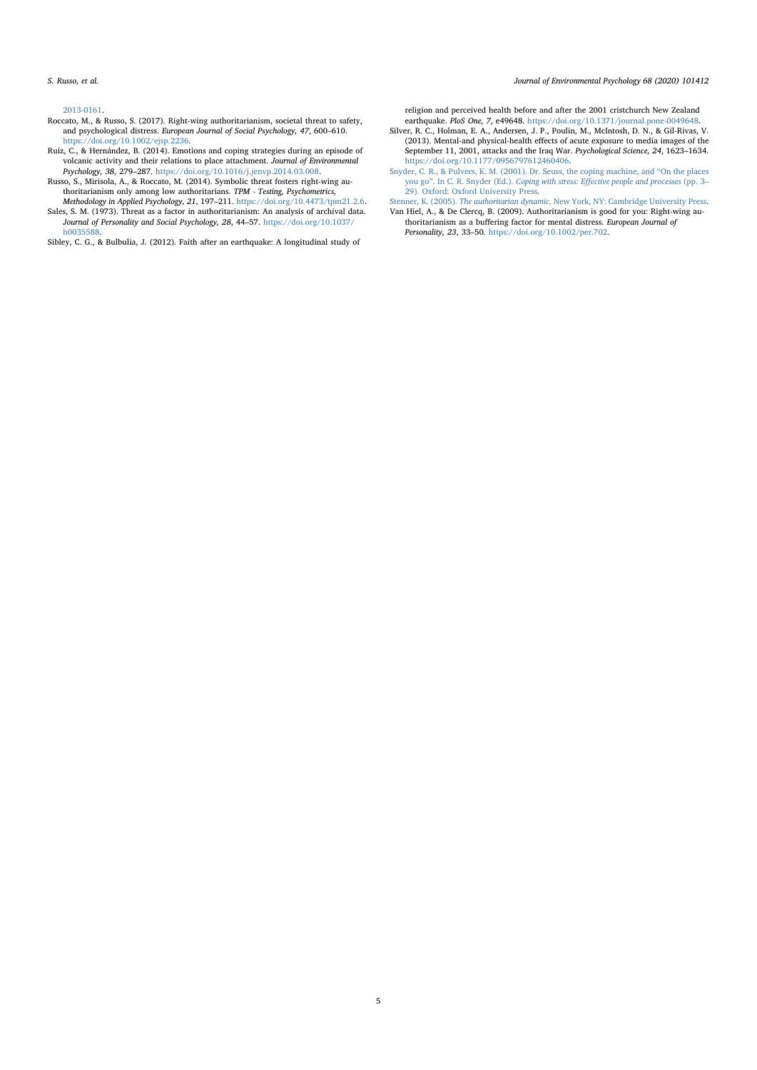2013-0161.

Roccato, M., & Russo, S. (2017). Right-wing authoritarianism, societal threat to safety, and psychological distress. *European Journal of Social Psychology, 47*, 600–610. https://doi.org/10.1002/ejsp.2236.

Ruiz, C., & Hernández, B. (2014). Emotions and coping strategies during an episode of volcanic activity and their relations to place attachment. *Journal of Environmental Psychology, 38*, 279–287. https://doi.org/10.1016/j.jenvp.2014.03.008.

Russo, S., Mirisola, A., & Roccato, M. (2014). Symbolic threat fosters right-wing authoritarianism only among low authoritarians. *TPM - Testing, Psychometrics, Methodology in Applied Psychology, 21*, 197–211. https://doi.org/10.4473/tpm21.2.6.

Sales, S. M. (1973). Threat as a factor in authoritarianism: An analysis of archival data. *Journal of Personality and Social Psychology, 28*, 44–57. https://doi.org/10.1037/h0035588.

Sibley, C. G., & Bulbulia, J. (2012). Faith after an earthquake: A longitudinal study of religion and perceived health before and after the 2001 cristchurch New Zealand earthquake. *PloS One, 7*, e49648. https://doi.org/10.1371/journal.pone-0049648.

Silver, R. C., Holman, E. A., Andersen, J. P., Poulin, M., McIntosh, D. N., & Gil-Rivas, V. (2013). Mental-and physical-health effects of acute exposure to media images of the September 11, 2001, attacks and the Iraq War. *Psychological Science, 24*, 1623–1634. https://doi.org/10.1177/0956797612460406.

Snyder, C. R., & Pulvers, K. M. (2001). Dr. Seuss, the coping machine, and "On the places you go". In C. R. Snyder (Ed.). *Coping with stress: Effective people and processes* (pp. 3–29). Oxford: Oxford University Press.

Stenner, K. (2005). *The authoritarian dynamic.* New York, NY: Cambridge University Press.

Van Hiel, A., & De Clercq, B. (2009). Authoritarianism is good for you: Right-wing authoritarianism as a buffering factor for mental distress. *European Journal of Personality, 23*, 33–50. https://doi.org/10.1002/per.702.